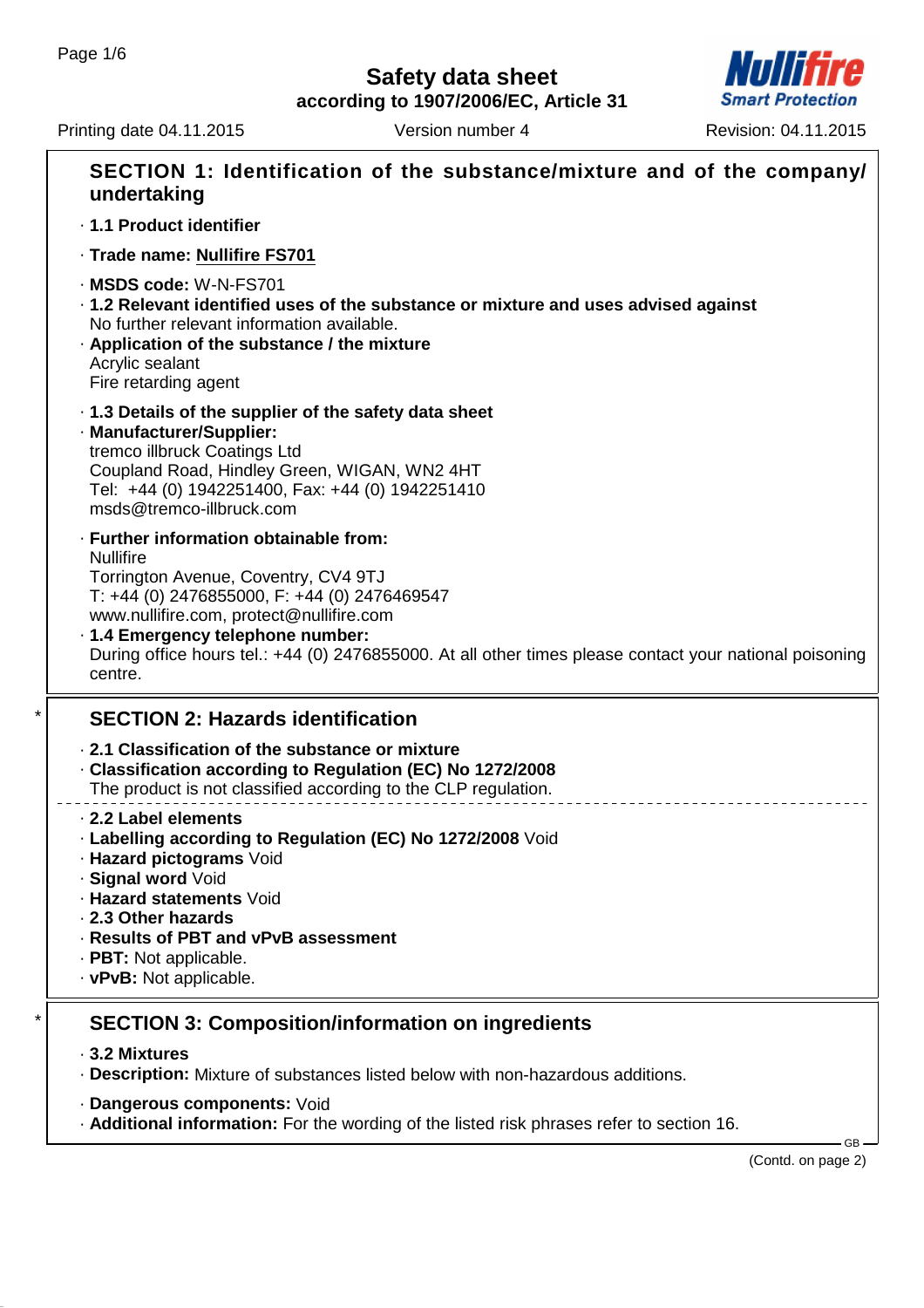# Safety data sheet

**according to 1907/2006/EC, Article 31**

Printing date 04.11.2015 | Version number 4 | Revision: 04.11.2015

## SECTION 1: Identification of the substance/mixture and of the company/ undertaking

· **1.1 Product identifier**

· **Trade name: Nullifire FS701**

· **MSDS code:** W-N-FS701

· **1.2 Relevant identified uses of the substance or mixture and uses advised against**
No further relevant information available.

· **Application of the substance / the mixture**
Acrylic sealant
Fire retarding agent

· **1.3 Details of the supplier of the safety data sheet**

· **Manufacturer/Supplier:**
tremco illbruck Coatings Ltd
Coupland Road, Hindley Green, WIGAN, WN2 4HT
Tel: +44 (0) 1942251400, Fax: +44 (0) 1942251410
msds@tremco-illbruck.com

· **Further information obtainable from:**
Nullifire
Torrington Avenue, Coventry, CV4 9TJ
T: +44 (0) 2476855000, F: +44 (0) 2476469547
www.nullifire.com, protect@nullifire.com

· **1.4 Emergency telephone number:**
During office hours tel.: +44 (0) 2476855000. At all other times please contact your national poisoning centre.

## * SECTION 2: Hazards identification

· **2.1 Classification of the substance or mixture**

· **Classification according to Regulation (EC) No 1272/2008**
The product is not classified according to the CLP regulation.

· **2.2 Label elements**

· **Labelling according to Regulation (EC) No 1272/2008** Void

· **Hazard pictograms** Void

· **Signal word** Void

· **Hazard statements** Void

· **2.3 Other hazards**

· **Results of PBT and vPvB assessment**

· **PBT:** Not applicable.

· **vPvB:** Not applicable.

## * SECTION 3: Composition/information on ingredients

· **3.2 Mixtures**

· **Description:** Mixture of substances listed below with non-hazardous additions.

· **Dangerous components:** Void

· **Additional information:** For the wording of the listed risk phrases refer to section 16.

(Contd. on page 2)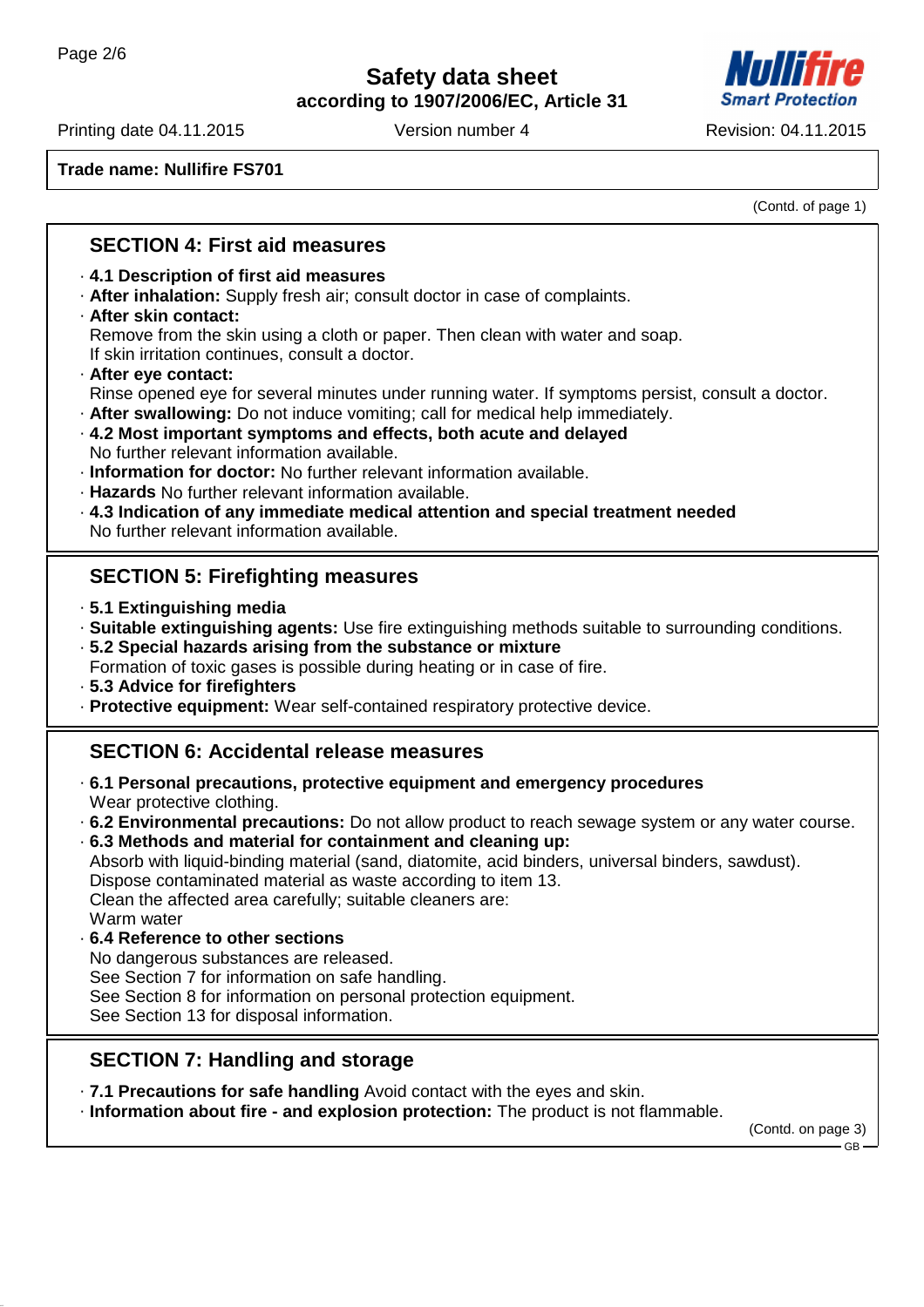**Trade name: Nullifire FS701**

(Contd. of page 1)

## SECTION 4: First aid measures

- **4.1 Description of first aid measures**
- **After inhalation:** Supply fresh air; consult doctor in case of complaints.
- **After skin contact:**
  Remove from the skin using a cloth or paper. Then clean with water and soap.
  If skin irritation continues, consult a doctor.
- **After eye contact:**
  Rinse opened eye for several minutes under running water. If symptoms persist, consult a doctor.
- **After swallowing:** Do not induce vomiting; call for medical help immediately.
- **4.2 Most important symptoms and effects, both acute and delayed**
  No further relevant information available.
- **Information for doctor:** No further relevant information available.
- **Hazards** No further relevant information available.
- **4.3 Indication of any immediate medical attention and special treatment needed**
  No further relevant information available.

## SECTION 5: Firefighting measures

- **5.1 Extinguishing media**
- **Suitable extinguishing agents:** Use fire extinguishing methods suitable to surrounding conditions.
- **5.2 Special hazards arising from the substance or mixture**
  Formation of toxic gases is possible during heating or in case of fire.
- **5.3 Advice for firefighters**
- **Protective equipment:** Wear self-contained respiratory protective device.

## SECTION 6: Accidental release measures

- **6.1 Personal precautions, protective equipment and emergency procedures**
  Wear protective clothing.
- **6.2 Environmental precautions:** Do not allow product to reach sewage system or any water course.
- **6.3 Methods and material for containment and cleaning up:**
  Absorb with liquid-binding material (sand, diatomite, acid binders, universal binders, sawdust).
  Dispose contaminated material as waste according to item 13.
  Clean the affected area carefully; suitable cleaners are:
  Warm water
- **6.4 Reference to other sections**
  No dangerous substances are released.
  See Section 7 for information on safe handling.
  See Section 8 for information on personal protection equipment.
  See Section 13 for disposal information.

## SECTION 7: Handling and storage

- **7.1 Precautions for safe handling** Avoid contact with the eyes and skin.
- **Information about fire - and explosion protection:** The product is not flammable.

(Contd. on page 3)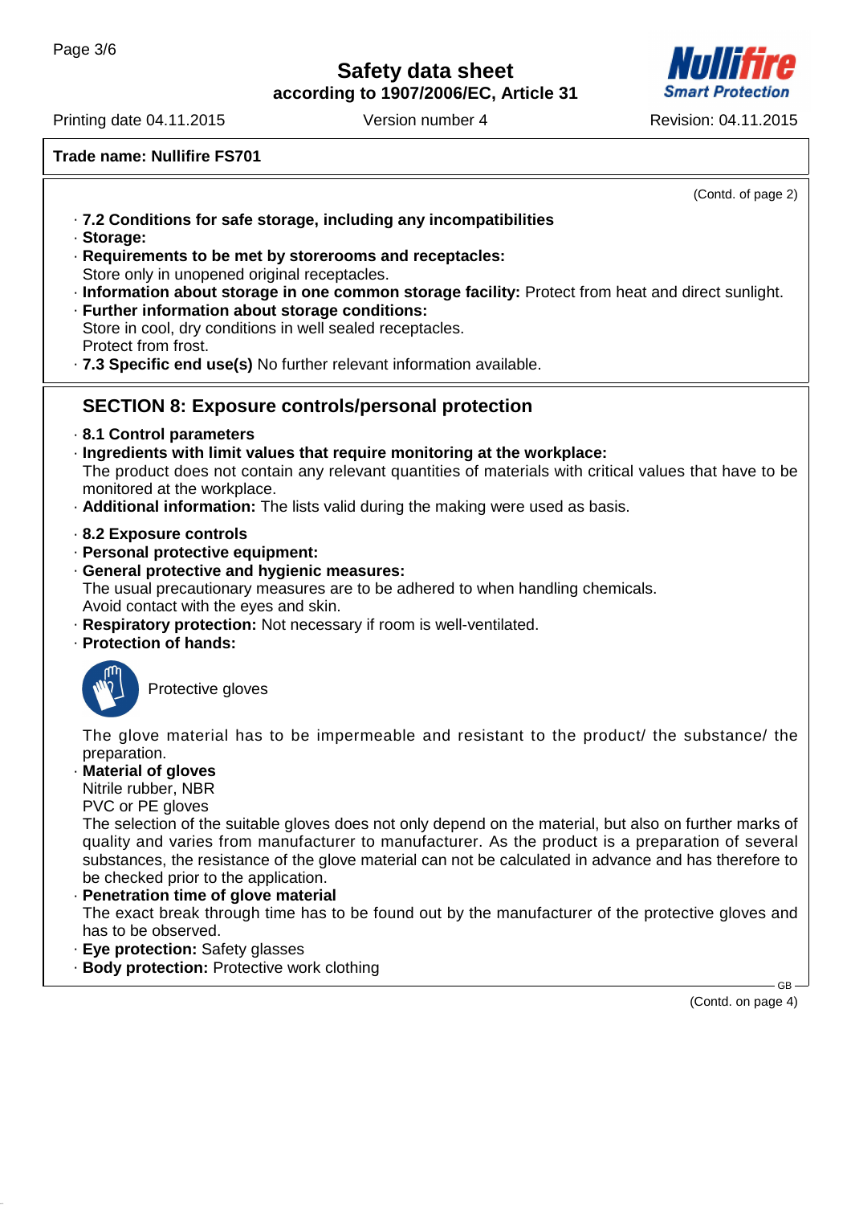**Trade name: Nullifire FS701**

(Contd. of page 2)

- **7.2 Conditions for safe storage, including any incompatibilities**
- **Storage:**
- **Requirements to be met by storerooms and receptacles:**
  Store only in unopened original receptacles.
- **Information about storage in one common storage facility:** Protect from heat and direct sunlight.
- **Further information about storage conditions:**
  Store in cool, dry conditions in well sealed receptacles.
  Protect from frost.
- **7.3 Specific end use(s)** No further relevant information available.

## SECTION 8: Exposure controls/personal protection

- **8.1 Control parameters**
- **Ingredients with limit values that require monitoring at the workplace:**
  The product does not contain any relevant quantities of materials with critical values that have to be monitored at the workplace.
- **Additional information:** The lists valid during the making were used as basis.

- **8.2 Exposure controls**
- **Personal protective equipment:**
- **General protective and hygienic measures:**
  The usual precautionary measures are to be adhered to when handling chemicals.
  Avoid contact with the eyes and skin.
- **Respiratory protection:** Not necessary if room is well-ventilated.
- **Protection of hands:**

  Protective gloves

  The glove material has to be impermeable and resistant to the product/ the substance/ the preparation.
- **Material of gloves**
  Nitrile rubber, NBR
  PVC or PE gloves
  The selection of the suitable gloves does not only depend on the material, but also on further marks of quality and varies from manufacturer to manufacturer. As the product is a preparation of several substances, the resistance of the glove material can not be calculated in advance and has therefore to be checked prior to the application.
- **Penetration time of glove material**
  The exact break through time has to be found out by the manufacturer of the protective gloves and has to be observed.
- **Eye protection:** Safety glasses
- **Body protection:** Protective work clothing

(Contd. on page 4)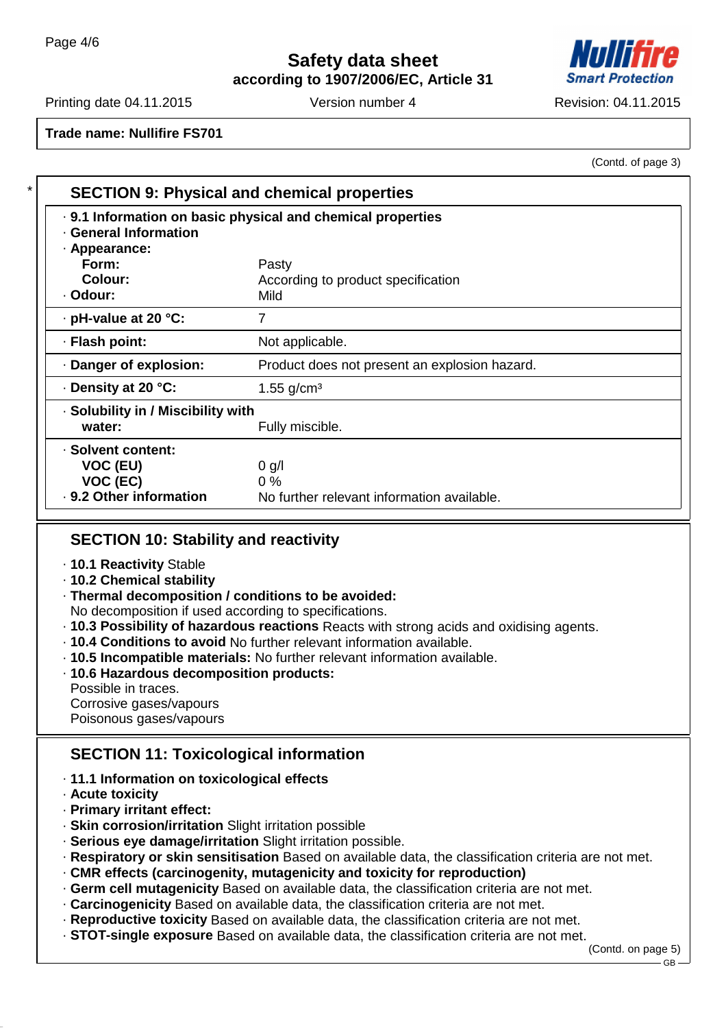Trade name: Nullifire FS701

(Contd. of page 3)

## SECTION 9: Physical and chemical properties

· **9.1 Information on basic physical and chemical properties**
· **General Information**
· **Appearance:**

| | |
|---|---|
| **Form:** | Pasty |
| **Colour:** | According to product specification |
| · **Odour:** | Mild |
| · **pH-value at 20 °C:** | 7 |
| · **Flash point:** | Not applicable. |
| · **Danger of explosion:** | Product does not present an explosion hazard. |
| · **Density at 20 °C:** | 1.55 g/cm³ |
| · **Solubility in / Miscibility with water:** | Fully miscible. |
| · **Solvent content:** | |
| **VOC (EU)** | 0 g/l |
| **VOC (EC)** | 0 % |
| · **9.2 Other information** | No further relevant information available. |

## SECTION 10: Stability and reactivity

· **10.1 Reactivity** Stable
· **10.2 Chemical stability**
· **Thermal decomposition / conditions to be avoided:**
No decomposition if used according to specifications.
· **10.3 Possibility of hazardous reactions** Reacts with strong acids and oxidising agents.
· **10.4 Conditions to avoid** No further relevant information available.
· **10.5 Incompatible materials:** No further relevant information available.
· **10.6 Hazardous decomposition products:**
Possible in traces.
Corrosive gases/vapours
Poisonous gases/vapours

## SECTION 11: Toxicological information

· **11.1 Information on toxicological effects**
· **Acute toxicity**
· **Primary irritant effect:**
· **Skin corrosion/irritation** Slight irritation possible
· **Serious eye damage/irritation** Slight irritation possible.
· **Respiratory or skin sensitisation** Based on available data, the classification criteria are not met.
· **CMR effects (carcinogenity, mutagenicity and toxicity for reproduction)**
· **Germ cell mutagenicity** Based on available data, the classification criteria are not met.
· **Carcinogenicity** Based on available data, the classification criteria are not met.
· **Reproductive toxicity** Based on available data, the classification criteria are not met.
· **STOT-single exposure** Based on available data, the classification criteria are not met.

(Contd. on page 5)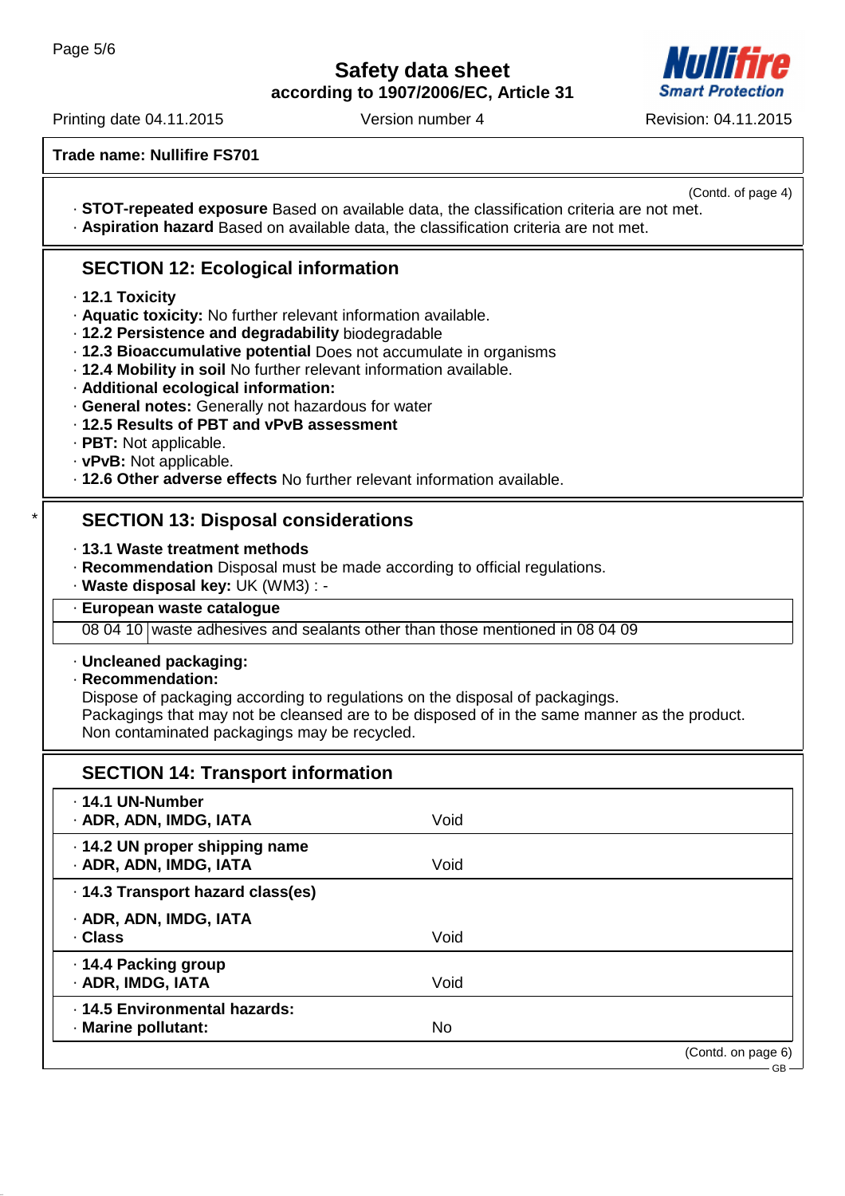**Trade name: Nullifire FS701**

(Contd. of page 4)

· **STOT-repeated exposure** Based on available data, the classification criteria are not met.
· **Aspiration hazard** Based on available data, the classification criteria are not met.

## SECTION 12: Ecological information

· **12.1 Toxicity**
· **Aquatic toxicity:** No further relevant information available.
· **12.2 Persistence and degradability** biodegradable
· **12.3 Bioaccumulative potential** Does not accumulate in organisms
· **12.4 Mobility in soil** No further relevant information available.
· **Additional ecological information:**
· **General notes:** Generally not hazardous for water
· **12.5 Results of PBT and vPvB assessment**
· **PBT:** Not applicable.
· **vPvB:** Not applicable.
· **12.6 Other adverse effects** No further relevant information available.

## * SECTION 13: Disposal considerations

· **13.1 Waste treatment methods**
· **Recommendation** Disposal must be made according to official regulations.
· **Waste disposal key:** UK (WM3) : -

| · **European waste catalogue** | |
|---|---|
| 08 04 10 | waste adhesives and sealants other than those mentioned in 08 04 09 |

· **Uncleaned packaging:**
· **Recommendation:**
Dispose of packaging according to regulations on the disposal of packagings.
Packagings that may not be cleansed are to be disposed of in the same manner as the product.
Non contaminated packagings may be recycled.

## SECTION 14: Transport information

| | |
|---|---|
| · **14.1 UN-Number** | |
| · **ADR, ADN, IMDG, IATA** | Void |
| · **14.2 UN proper shipping name** | |
| · **ADR, ADN, IMDG, IATA** | Void |
| · **14.3 Transport hazard class(es)** | |
| · **ADR, ADN, IMDG, IATA** | |
| · **Class** | Void |
| · **14.4 Packing group** | |
| · **ADR, IMDG, IATA** | Void |
| · **14.5 Environmental hazards:** | |
| · **Marine pollutant:** | No |

(Contd. on page 6)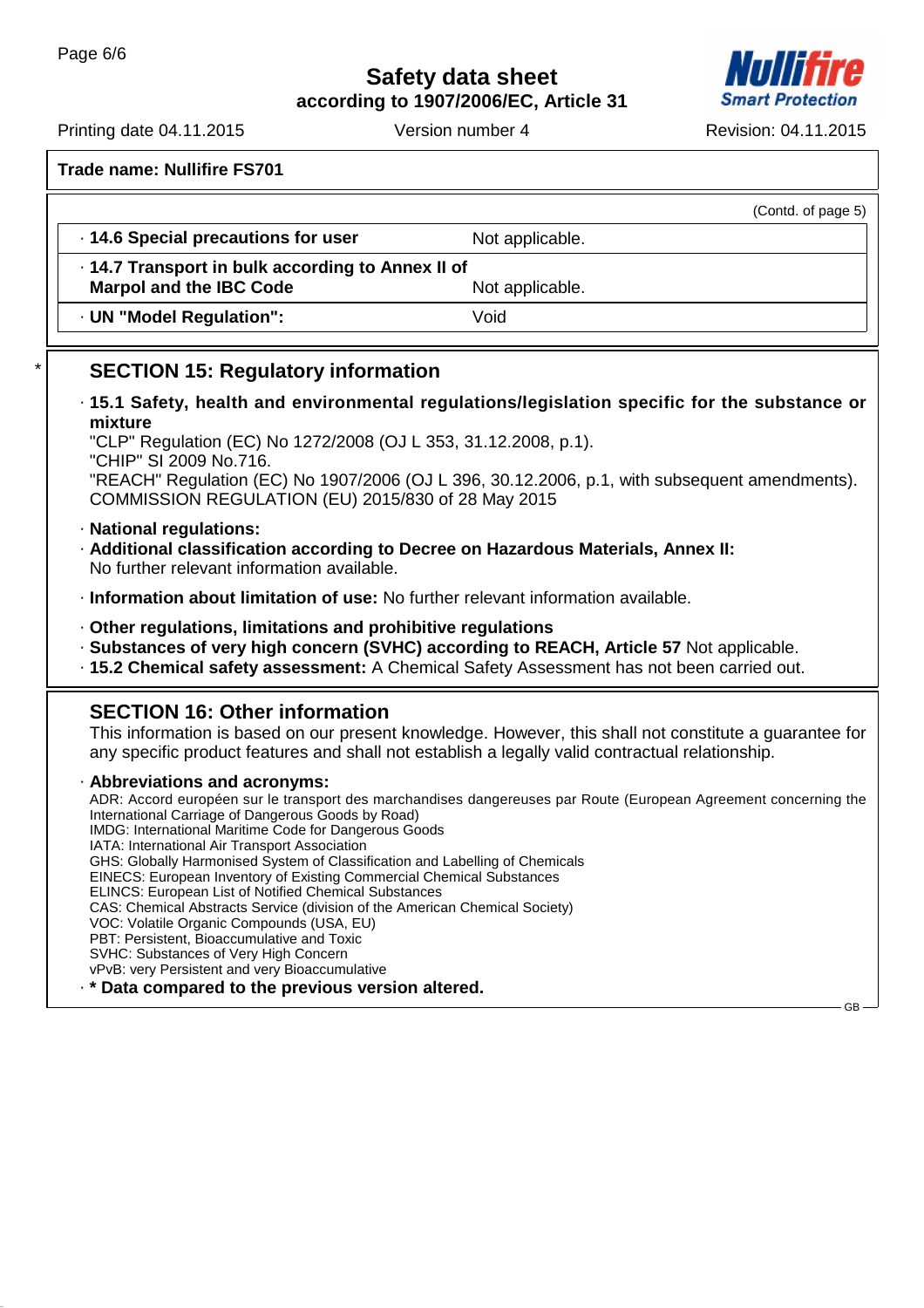**Trade name: Nullifire FS701**

(Contd. of page 5)

| | |
|---|---|
| · **14.6 Special precautions for user** | Not applicable. |
| · **14.7 Transport in bulk according to Annex II of Marpol and the IBC Code** | Not applicable. |
| · **UN "Model Regulation":** | Void |

\* 

## SECTION 15: Regulatory information

· **15.1 Safety, health and environmental regulations/legislation specific for the substance or mixture**
"CLP" Regulation (EC) No 1272/2008 (OJ L 353, 31.12.2008, p.1).
"CHIP" SI 2009 No.716.
"REACH" Regulation (EC) No 1907/2006 (OJ L 396, 30.12.2006, p.1, with subsequent amendments).
COMMISSION REGULATION (EU) 2015/830 of 28 May 2015

· **National regulations:**
· **Additional classification according to Decree on Hazardous Materials, Annex II:**
No further relevant information available.

· **Information about limitation of use:** No further relevant information available.

· **Other regulations, limitations and prohibitive regulations**
· **Substances of very high concern (SVHC) according to REACH, Article 57** Not applicable.
· **15.2 Chemical safety assessment:** A Chemical Safety Assessment has not been carried out.

## SECTION 16: Other information

This information is based on our present knowledge. However, this shall not constitute a guarantee for any specific product features and shall not establish a legally valid contractual relationship.

· **Abbreviations and acronyms:**
ADR: Accord européen sur le transport des marchandises dangereuses par Route (European Agreement concerning the International Carriage of Dangerous Goods by Road)
IMDG: International Maritime Code for Dangerous Goods
IATA: International Air Transport Association
GHS: Globally Harmonised System of Classification and Labelling of Chemicals
EINECS: European Inventory of Existing Commercial Chemical Substances
ELINCS: European List of Notified Chemical Substances
CAS: Chemical Abstracts Service (division of the American Chemical Society)
VOC: Volatile Organic Compounds (USA, EU)
PBT: Persistent, Bioaccumulative and Toxic
SVHC: Substances of Very High Concern
vPvB: very Persistent and very Bioaccumulative

· **\* Data compared to the previous version altered.**

GB